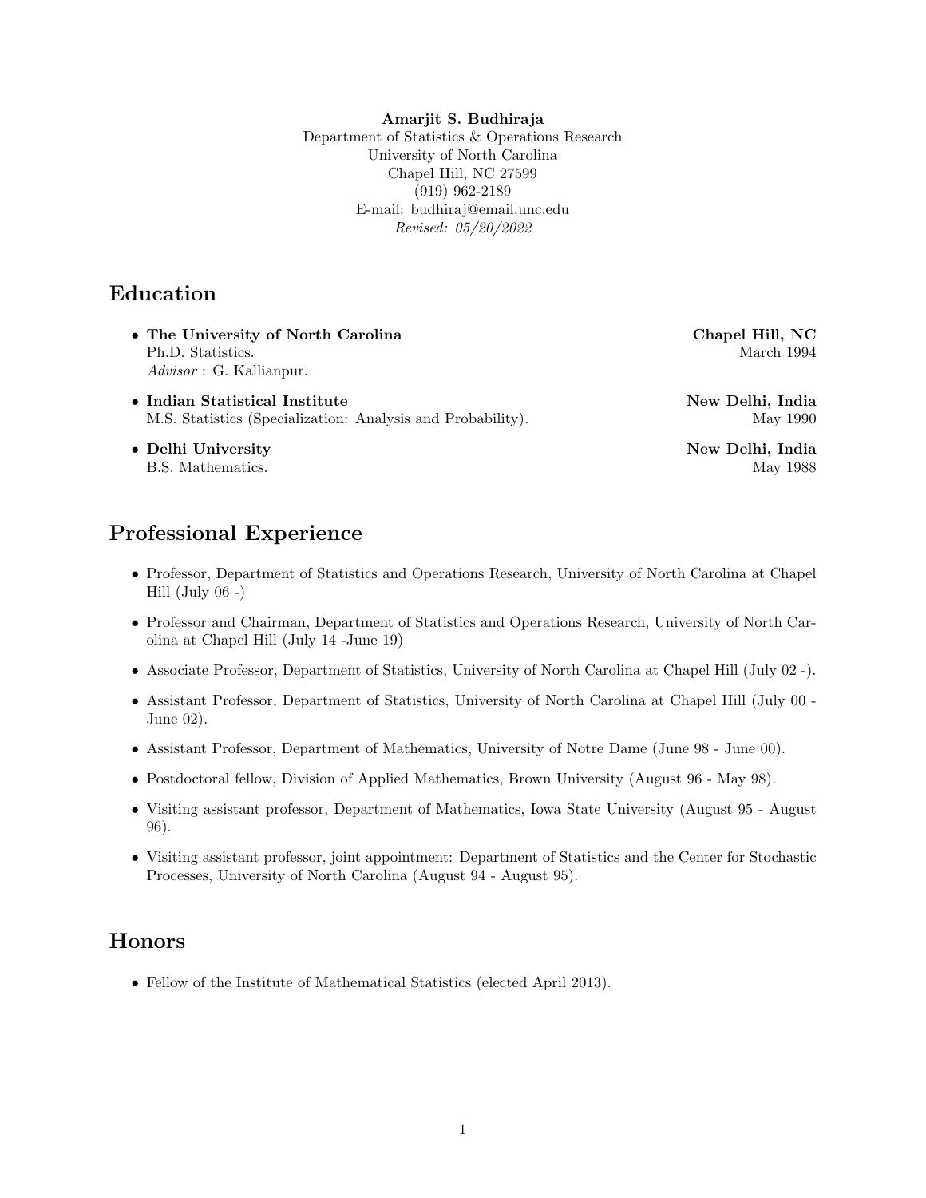**Amarjit S. Budhiraja**
Department of Statistics & Operations Research
University of North Carolina
Chapel Hill, NC 27599
(919) 962-2189
E-mail: budhiraj@email.unc.edu
*Revised: 05/20/2022*

# Education

- **The University of North Carolina** — **Chapel Hill, NC**
  Ph.D. Statistics. — March 1994
  *Advisor* : G. Kallianpur.
- **Indian Statistical Institute** — **New Delhi, India**
  M.S. Statistics (Specialization: Analysis and Probability). — May 1990
- **Delhi University** — **New Delhi, India**
  B.S. Mathematics. — May 1988

# Professional Experience

- Professor, Department of Statistics and Operations Research, University of North Carolina at Chapel Hill (July 06 -)
- Professor and Chairman, Department of Statistics and Operations Research, University of North Carolina at Chapel Hill (July 14 -June 19)
- Associate Professor, Department of Statistics, University of North Carolina at Chapel Hill (July 02 -).
- Assistant Professor, Department of Statistics, University of North Carolina at Chapel Hill (July 00 - June 02).
- Assistant Professor, Department of Mathematics, University of Notre Dame (June 98 - June 00).
- Postdoctoral fellow, Division of Applied Mathematics, Brown University (August 96 - May 98).
- Visiting assistant professor, Department of Mathematics, Iowa State University (August 95 - August 96).
- Visiting assistant professor, joint appointment: Department of Statistics and the Center for Stochastic Processes, University of North Carolina (August 94 - August 95).

# Honors

- Fellow of the Institute of Mathematical Statistics (elected April 2013).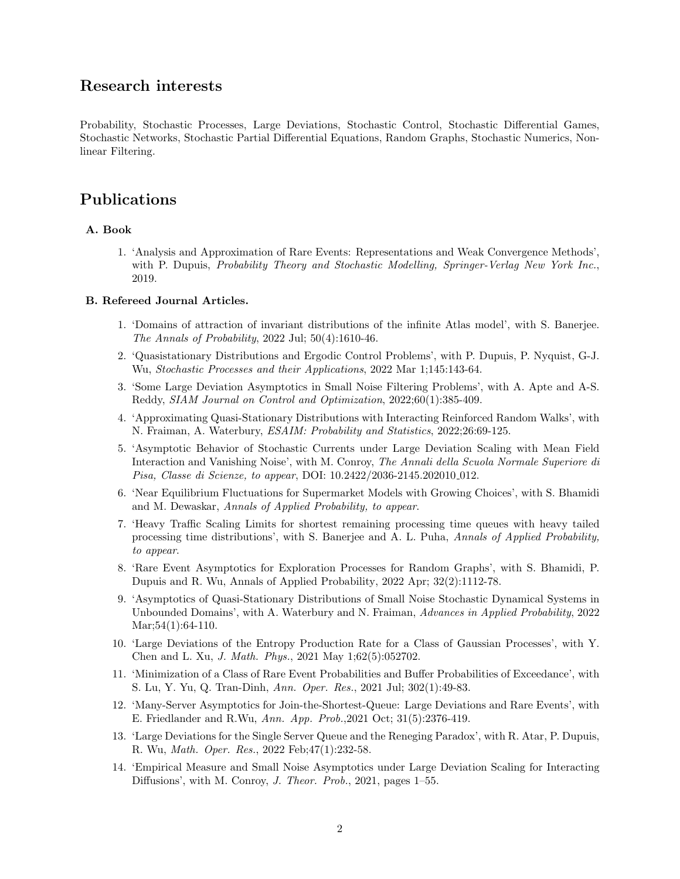## Research interests

Probability, Stochastic Processes, Large Deviations, Stochastic Control, Stochastic Differential Games, Stochastic Networks, Stochastic Partial Differential Equations, Random Graphs, Stochastic Numerics, Non-linear Filtering.

## Publications

### A. Book

1. 'Analysis and Approximation of Rare Events: Representations and Weak Convergence Methods', with P. Dupuis, *Probability Theory and Stochastic Modelling, Springer-Verlag New York Inc.*, 2019.

### B. Refereed Journal Articles.

1. 'Domains of attraction of invariant distributions of the infinite Atlas model', with S. Banerjee. *The Annals of Probability*, 2022 Jul; 50(4):1610-46.
2. 'Quasistationary Distributions and Ergodic Control Problems', with P. Dupuis, P. Nyquist, G-J. Wu, *Stochastic Processes and their Applications*, 2022 Mar 1;145:143-64.
3. 'Some Large Deviation Asymptotics in Small Noise Filtering Problems', with A. Apte and A-S. Reddy, *SIAM Journal on Control and Optimization*, 2022;60(1):385-409.
4. 'Approximating Quasi-Stationary Distributions with Interacting Reinforced Random Walks', with N. Fraiman, A. Waterbury, *ESAIM: Probability and Statistics*, 2022;26:69-125.
5. 'Asymptotic Behavior of Stochastic Currents under Large Deviation Scaling with Mean Field Interaction and Vanishing Noise', with M. Conroy, *The Annali della Scuola Normale Superiore di Pisa, Classe di Scienze, to appear*, DOI: 10.2422/2036-2145.202010_012.
6. 'Near Equilibrium Fluctuations for Supermarket Models with Growing Choices', with S. Bhamidi and M. Dewaskar, *Annals of Applied Probability, to appear*.
7. 'Heavy Traffic Scaling Limits for shortest remaining processing time queues with heavy tailed processing time distributions', with S. Banerjee and A. L. Puha, *Annals of Applied Probability, to appear*.
8. 'Rare Event Asymptotics for Exploration Processes for Random Graphs', with S. Bhamidi, P. Dupuis and R. Wu, Annals of Applied Probability, 2022 Apr; 32(2):1112-78.
9. 'Asymptotics of Quasi-Stationary Distributions of Small Noise Stochastic Dynamical Systems in Unbounded Domains', with A. Waterbury and N. Fraiman, *Advances in Applied Probability*, 2022 Mar;54(1):64-110.
10. 'Large Deviations of the Entropy Production Rate for a Class of Gaussian Processes', with Y. Chen and L. Xu, *J. Math. Phys.*, 2021 May 1;62(5):052702.
11. 'Minimization of a Class of Rare Event Probabilities and Buffer Probabilities of Exceedance', with S. Lu, Y. Yu, Q. Tran-Dinh, *Ann. Oper. Res.*, 2021 Jul; 302(1):49-83.
12. 'Many-Server Asymptotics for Join-the-Shortest-Queue: Large Deviations and Rare Events', with E. Friedlander and R.Wu, *Ann. App. Prob.*,2021 Oct; 31(5):2376-419.
13. 'Large Deviations for the Single Server Queue and the Reneging Paradox', with R. Atar, P. Dupuis, R. Wu, *Math. Oper. Res.*, 2022 Feb;47(1):232-58.
14. 'Empirical Measure and Small Noise Asymptotics under Large Deviation Scaling for Interacting Diffusions', with M. Conroy, *J. Theor. Prob.*, 2021, pages 1–55.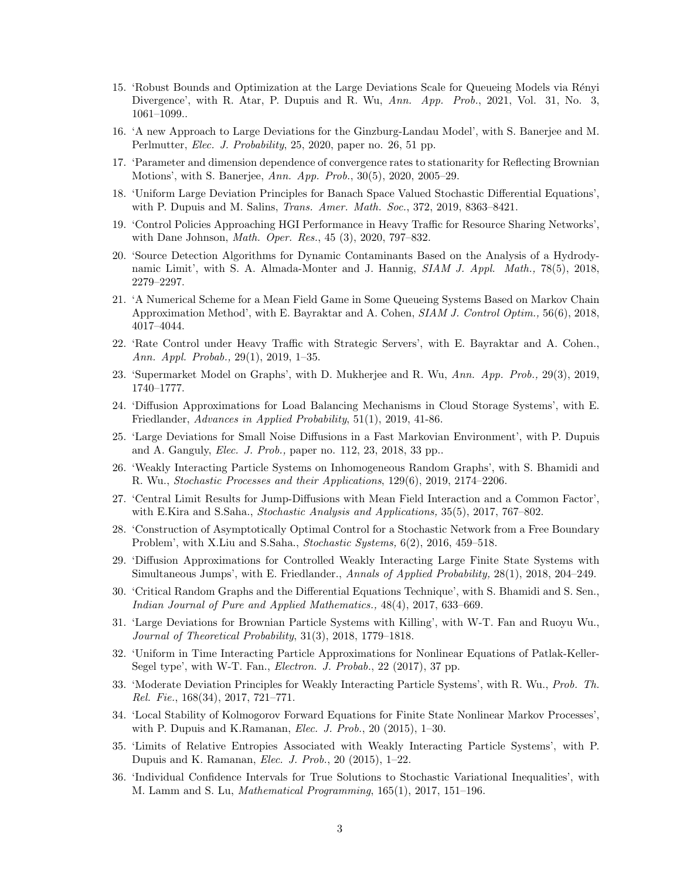15. 'Robust Bounds and Optimization at the Large Deviations Scale for Queueing Models via Rényi Divergence', with R. Atar, P. Dupuis and R. Wu, *Ann. App. Prob.*, 2021, Vol. 31, No. 3, 1061–1099..
16. 'A new Approach to Large Deviations for the Ginzburg-Landau Model', with S. Banerjee and M. Perlmutter, *Elec. J. Probability*, 25, 2020, paper no. 26, 51 pp.
17. 'Parameter and dimension dependence of convergence rates to stationarity for Reflecting Brownian Motions', with S. Banerjee, *Ann. App. Prob.*, 30(5), 2020, 2005–29.
18. 'Uniform Large Deviation Principles for Banach Space Valued Stochastic Differential Equations', with P. Dupuis and M. Salins, *Trans. Amer. Math. Soc.*, 372, 2019, 8363–8421.
19. 'Control Policies Approaching HGI Performance in Heavy Traffic for Resource Sharing Networks', with Dane Johnson, *Math. Oper. Res.*, 45 (3), 2020, 797–832.
20. 'Source Detection Algorithms for Dynamic Contaminants Based on the Analysis of a Hydrodynamic Limit', with S. A. Almada-Monter and J. Hannig, *SIAM J. Appl. Math.,* 78(5), 2018, 2279–2297.
21. 'A Numerical Scheme for a Mean Field Game in Some Queueing Systems Based on Markov Chain Approximation Method', with E. Bayraktar and A. Cohen, *SIAM J. Control Optim.,* 56(6), 2018, 4017–4044.
22. 'Rate Control under Heavy Traffic with Strategic Servers', with E. Bayraktar and A. Cohen., *Ann. Appl. Probab.,* 29(1), 2019, 1–35.
23. 'Supermarket Model on Graphs', with D. Mukherjee and R. Wu, *Ann. App. Prob.,* 29(3), 2019, 1740–1777.
24. 'Diffusion Approximations for Load Balancing Mechanisms in Cloud Storage Systems', with E. Friedlander, *Advances in Applied Probability*, 51(1), 2019, 41-86.
25. 'Large Deviations for Small Noise Diffusions in a Fast Markovian Environment', with P. Dupuis and A. Ganguly, *Elec. J. Prob.,* paper no. 112, 23, 2018, 33 pp..
26. 'Weakly Interacting Particle Systems on Inhomogeneous Random Graphs', with S. Bhamidi and R. Wu., *Stochastic Processes and their Applications*, 129(6), 2019, 2174–2206.
27. 'Central Limit Results for Jump-Diffusions with Mean Field Interaction and a Common Factor', with E.Kira and S.Saha., *Stochastic Analysis and Applications,* 35(5), 2017, 767–802.
28. 'Construction of Asymptotically Optimal Control for a Stochastic Network from a Free Boundary Problem', with X.Liu and S.Saha., *Stochastic Systems,* 6(2), 2016, 459–518.
29. 'Diffusion Approximations for Controlled Weakly Interacting Large Finite State Systems with Simultaneous Jumps', with E. Friedlander., *Annals of Applied Probability,* 28(1), 2018, 204–249.
30. 'Critical Random Graphs and the Differential Equations Technique', with S. Bhamidi and S. Sen., *Indian Journal of Pure and Applied Mathematics.,* 48(4), 2017, 633–669.
31. 'Large Deviations for Brownian Particle Systems with Killing', with W-T. Fan and Ruoyu Wu., *Journal of Theoretical Probability*, 31(3), 2018, 1779–1818.
32. 'Uniform in Time Interacting Particle Approximations for Nonlinear Equations of Patlak-Keller-Segel type', with W-T. Fan., *Electron. J. Probab.*, 22 (2017), 37 pp.
33. 'Moderate Deviation Principles for Weakly Interacting Particle Systems', with R. Wu., *Prob. Th. Rel. Fie.*, 168(34), 2017, 721–771.
34. 'Local Stability of Kolmogorov Forward Equations for Finite State Nonlinear Markov Processes', with P. Dupuis and K.Ramanan, *Elec. J. Prob.*, 20 (2015), 1–30.
35. 'Limits of Relative Entropies Associated with Weakly Interacting Particle Systems', with P. Dupuis and K. Ramanan, *Elec. J. Prob.*, 20 (2015), 1–22.
36. 'Individual Confidence Intervals for True Solutions to Stochastic Variational Inequalities', with M. Lamm and S. Lu, *Mathematical Programming*, 165(1), 2017, 151–196.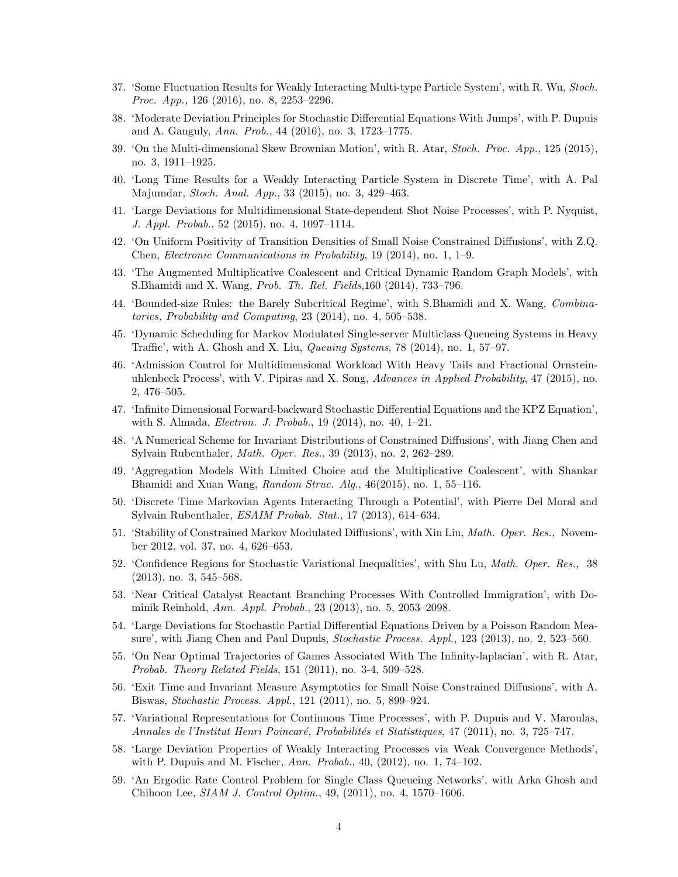37. 'Some Fluctuation Results for Weakly Interacting Multi-type Particle System', with R. Wu, *Stoch. Proc. App.,* 126 (2016), no. 8, 2253–2296.
38. 'Moderate Deviation Principles for Stochastic Differential Equations With Jumps', with P. Dupuis and A. Ganguly, *Ann. Prob.,* 44 (2016), no. 3, 1723–1775.
39. 'On the Multi-dimensional Skew Brownian Motion', with R. Atar, *Stoch. Proc. App.*, 125 (2015), no. 3, 1911–1925.
40. 'Long Time Results for a Weakly Interacting Particle System in Discrete Time', with A. Pal Majumdar, *Stoch. Anal. App.*, 33 (2015), no. 3, 429–463.
41. 'Large Deviations for Multidimensional State-dependent Shot Noise Processes', with P. Nyquist, *J. Appl. Probab.*, 52 (2015), no. 4, 1097–1114.
42. 'On Uniform Positivity of Transition Densities of Small Noise Constrained Diffusions', with Z.Q. Chen, *Electronic Communications in Probability*, 19 (2014), no. 1, 1–9.
43. 'The Augmented Multiplicative Coalescent and Critical Dynamic Random Graph Models', with S.Bhamidi and X. Wang, *Prob. Th. Rel. Fields*,160 (2014), 733–796.
44. 'Bounded-size Rules: the Barely Subcritical Regime', with S.Bhamidi and X. Wang, *Combinatorics, Probability and Computing*, 23 (2014), no. 4, 505–538.
45. 'Dynamic Scheduling for Markov Modulated Single-server Multiclass Queueing Systems in Heavy Traffic', with A. Ghosh and X. Liu, *Queuing Systems*, 78 (2014), no. 1, 57–97.
46. 'Admission Control for Multidimensional Workload With Heavy Tails and Fractional Ornstein-uhlenbeck Process', with V. Pipiras and X. Song, *Advances in Applied Probability*, 47 (2015), no. 2, 476–505.
47. 'Infinite Dimensional Forward-backward Stochastic Differential Equations and the KPZ Equation', with S. Almada, *Electron. J. Probab.*, 19 (2014), no. 40, 1–21.
48. 'A Numerical Scheme for Invariant Distributions of Constrained Diffusions', with Jiang Chen and Sylvain Rubenthaler, *Math. Oper. Res.*, 39 (2013), no. 2, 262–289.
49. 'Aggregation Models With Limited Choice and the Multiplicative Coalescent', with Shankar Bhamidi and Xuan Wang, *Random Struc. Alg.*, 46(2015), no. 1, 55–116.
50. 'Discrete Time Markovian Agents Interacting Through a Potential', with Pierre Del Moral and Sylvain Rubenthaler, *ESAIM Probab. Stat.*, 17 (2013), 614–634.
51. 'Stability of Constrained Markov Modulated Diffusions', with Xin Liu, *Math. Oper. Res.,* November 2012, vol. 37, no. 4, 626–653.
52. 'Confidence Regions for Stochastic Variational Inequalities', with Shu Lu, *Math. Oper. Res.,* 38 (2013), no. 3, 545–568.
53. 'Near Critical Catalyst Reactant Branching Processes With Controlled Immigration', with Dominik Reinhold, *Ann. Appl. Probab.*, 23 (2013), no. 5, 2053–2098.
54. 'Large Deviations for Stochastic Partial Differential Equations Driven by a Poisson Random Measure', with Jiang Chen and Paul Dupuis, *Stochastic Process. Appl.*, 123 (2013), no. 2, 523–560.
55. 'On Near Optimal Trajectories of Games Associated With The Infinity-laplacian', with R. Atar, *Probab. Theory Related Fields*, 151 (2011), no. 3-4, 509–528.
56. 'Exit Time and Invariant Measure Asymptotics for Small Noise Constrained Diffusions', with A. Biswas, *Stochastic Process. Appl.*, 121 (2011), no. 5, 899–924.
57. 'Variational Representations for Continuous Time Processes', with P. Dupuis and V. Maroulas, *Annales de l'Institut Henri Poincaré, Probabilités et Statistiques*, 47 (2011), no. 3, 725–747.
58. 'Large Deviation Properties of Weakly Interacting Processes via Weak Convergence Methods', with P. Dupuis and M. Fischer, *Ann. Probab.*, 40, (2012), no. 1, 74–102.
59. 'An Ergodic Rate Control Problem for Single Class Queueing Networks', with Arka Ghosh and Chihoon Lee, *SIAM J. Control Optim.*, 49, (2011), no. 4, 1570–1606.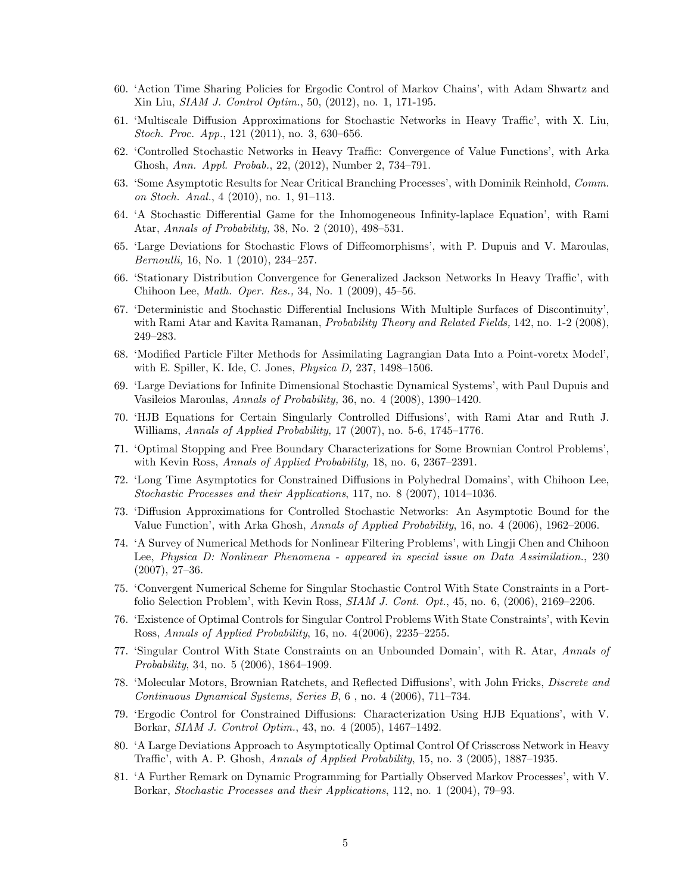60. 'Action Time Sharing Policies for Ergodic Control of Markov Chains', with Adam Shwartz and Xin Liu, *SIAM J. Control Optim.*, 50, (2012), no. 1, 171-195.

61. 'Multiscale Diffusion Approximations for Stochastic Networks in Heavy Traffic', with X. Liu, *Stoch. Proc. App.*, 121 (2011), no. 3, 630–656.

62. 'Controlled Stochastic Networks in Heavy Traffic: Convergence of Value Functions', with Arka Ghosh, *Ann. Appl. Probab.*, 22, (2012), Number 2, 734–791.

63. 'Some Asymptotic Results for Near Critical Branching Processes', with Dominik Reinhold, *Comm. on Stoch. Anal.*, 4 (2010), no. 1, 91–113.

64. 'A Stochastic Differential Game for the Inhomogeneous Infinity-laplace Equation', with Rami Atar, *Annals of Probability,* 38, No. 2 (2010), 498–531.

65. 'Large Deviations for Stochastic Flows of Diffeomorphisms', with P. Dupuis and V. Maroulas, *Bernoulli,* 16, No. 1 (2010), 234–257.

66. 'Stationary Distribution Convergence for Generalized Jackson Networks In Heavy Traffic', with Chihoon Lee, *Math. Oper. Res.,* 34, No. 1 (2009), 45–56.

67. 'Deterministic and Stochastic Differential Inclusions With Multiple Surfaces of Discontinuity', with Rami Atar and Kavita Ramanan, *Probability Theory and Related Fields,* 142, no. 1-2 (2008), 249–283.

68. 'Modified Particle Filter Methods for Assimilating Lagrangian Data Into a Point-voretx Model', with E. Spiller, K. Ide, C. Jones, *Physica D,* 237, 1498–1506.

69. 'Large Deviations for Infinite Dimensional Stochastic Dynamical Systems', with Paul Dupuis and Vasileios Maroulas, *Annals of Probability,* 36, no. 4 (2008), 1390–1420.

70. 'HJB Equations for Certain Singularly Controlled Diffusions', with Rami Atar and Ruth J. Williams, *Annals of Applied Probability,* 17 (2007), no. 5-6, 1745–1776.

71. 'Optimal Stopping and Free Boundary Characterizations for Some Brownian Control Problems', with Kevin Ross, *Annals of Applied Probability,* 18, no. 6, 2367–2391.

72. 'Long Time Asymptotics for Constrained Diffusions in Polyhedral Domains', with Chihoon Lee, *Stochastic Processes and their Applications*, 117, no. 8 (2007), 1014–1036.

73. 'Diffusion Approximations for Controlled Stochastic Networks: An Asymptotic Bound for the Value Function', with Arka Ghosh, *Annals of Applied Probability*, 16, no. 4 (2006), 1962–2006.

74. 'A Survey of Numerical Methods for Nonlinear Filtering Problems', with Lingji Chen and Chihoon Lee, *Physica D: Nonlinear Phenomena - appeared in special issue on Data Assimilation.*, 230 (2007), 27–36.

75. 'Convergent Numerical Scheme for Singular Stochastic Control With State Constraints in a Portfolio Selection Problem', with Kevin Ross, *SIAM J. Cont. Opt.*, 45, no. 6, (2006), 2169–2206.

76. 'Existence of Optimal Controls for Singular Control Problems With State Constraints', with Kevin Ross, *Annals of Applied Probability*, 16, no. 4(2006), 2235–2255.

77. 'Singular Control With State Constraints on an Unbounded Domain', with R. Atar, *Annals of Probability*, 34, no. 5 (2006), 1864–1909.

78. 'Molecular Motors, Brownian Ratchets, and Reflected Diffusions', with John Fricks, *Discrete and Continuous Dynamical Systems, Series B*, 6 , no. 4 (2006), 711–734.

79. 'Ergodic Control for Constrained Diffusions: Characterization Using HJB Equations', with V. Borkar, *SIAM J. Control Optim.*, 43, no. 4 (2005), 1467–1492.

80. 'A Large Deviations Approach to Asymptotically Optimal Control Of Crisscross Network in Heavy Traffic', with A. P. Ghosh, *Annals of Applied Probability*, 15, no. 3 (2005), 1887–1935.

81. 'A Further Remark on Dynamic Programming for Partially Observed Markov Processes', with V. Borkar, *Stochastic Processes and their Applications*, 112, no. 1 (2004), 79–93.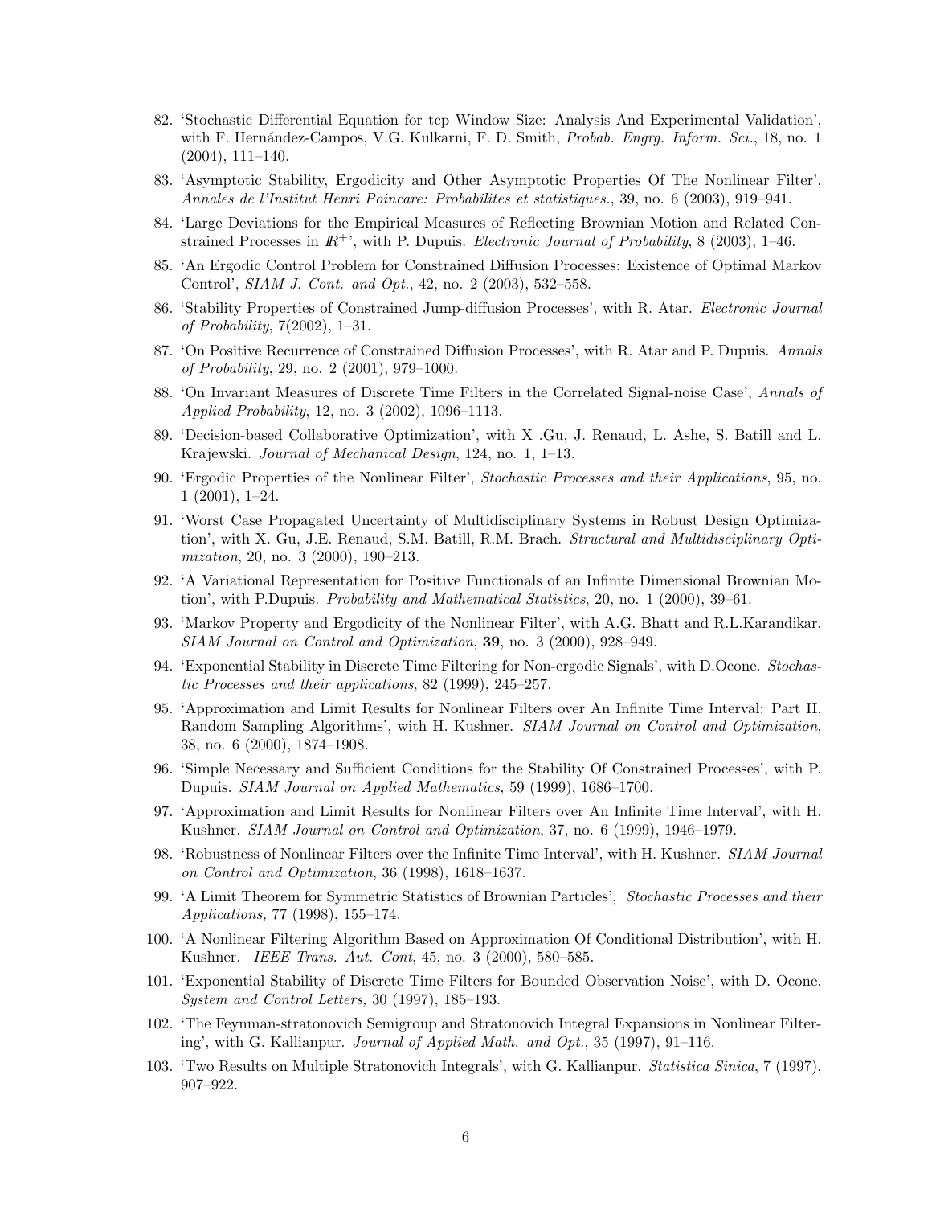82. 'Stochastic Differential Equation for tcp Window Size: Analysis And Experimental Validation', with F. Hernández-Campos, V.G. Kulkarni, F. D. Smith, *Probab. Engrg. Inform. Sci.*, 18, no. 1 (2004), 111–140.
83. 'Asymptotic Stability, Ergodicity and Other Asymptotic Properties Of The Nonlinear Filter', *Annales de l'Institut Henri Poincare: Probabilites et statistiques.*, 39, no. 6 (2003), 919–941.
84. 'Large Deviations for the Empirical Measures of Reflecting Brownian Motion and Related Constrained Processes in $\mathbb{R}^+$', with P. Dupuis. *Electronic Journal of Probability*, 8 (2003), 1–46.
85. 'An Ergodic Control Problem for Constrained Diffusion Processes: Existence of Optimal Markov Control', *SIAM J. Cont. and Opt.*, 42, no. 2 (2003), 532–558.
86. 'Stability Properties of Constrained Jump-diffusion Processes', with R. Atar. *Electronic Journal of Probability*, 7(2002), 1–31.
87. 'On Positive Recurrence of Constrained Diffusion Processes', with R. Atar and P. Dupuis. *Annals of Probability*, 29, no. 2 (2001), 979–1000.
88. 'On Invariant Measures of Discrete Time Filters in the Correlated Signal-noise Case', *Annals of Applied Probability*, 12, no. 3 (2002), 1096–1113.
89. 'Decision-based Collaborative Optimization', with X .Gu, J. Renaud, L. Ashe, S. Batill and L. Krajewski. *Journal of Mechanical Design*, 124, no. 1, 1–13.
90. 'Ergodic Properties of the Nonlinear Filter', *Stochastic Processes and their Applications*, 95, no. 1 (2001), 1–24.
91. 'Worst Case Propagated Uncertainty of Multidisciplinary Systems in Robust Design Optimization', with X. Gu, J.E. Renaud, S.M. Batill, R.M. Brach. *Structural and Multidisciplinary Optimization*, 20, no. 3 (2000), 190–213.
92. 'A Variational Representation for Positive Functionals of an Infinite Dimensional Brownian Motion', with P.Dupuis. *Probability and Mathematical Statistics*, 20, no. 1 (2000), 39–61.
93. 'Markov Property and Ergodicity of the Nonlinear Filter', with A.G. Bhatt and R.L.Karandikar. *SIAM Journal on Control and Optimization*, **39**, no. 3 (2000), 928–949.
94. 'Exponential Stability in Discrete Time Filtering for Non-ergodic Signals', with D.Ocone. *Stochastic Processes and their applications*, 82 (1999), 245–257.
95. 'Approximation and Limit Results for Nonlinear Filters over An Infinite Time Interval: Part II, Random Sampling Algorithms', with H. Kushner. *SIAM Journal on Control and Optimization*, 38, no. 6 (2000), 1874–1908.
96. 'Simple Necessary and Sufficient Conditions for the Stability Of Constrained Processes', with P. Dupuis. *SIAM Journal on Applied Mathematics,* 59 (1999), 1686–1700.
97. 'Approximation and Limit Results for Nonlinear Filters over An Infinite Time Interval', with H. Kushner. *SIAM Journal on Control and Optimization*, 37, no. 6 (1999), 1946–1979.
98. 'Robustness of Nonlinear Filters over the Infinite Time Interval', with H. Kushner. *SIAM Journal on Control and Optimization*, 36 (1998), 1618–1637.
99. 'A Limit Theorem for Symmetric Statistics of Brownian Particles', *Stochastic Processes and their Applications,* 77 (1998), 155–174.
100. 'A Nonlinear Filtering Algorithm Based on Approximation Of Conditional Distribution', with H. Kushner. *IEEE Trans. Aut. Cont*, 45, no. 3 (2000), 580–585.
101. 'Exponential Stability of Discrete Time Filters for Bounded Observation Noise', with D. Ocone. *System and Control Letters,* 30 (1997), 185–193.
102. 'The Feynman-stratonovich Semigroup and Stratonovich Integral Expansions in Nonlinear Filtering', with G. Kallianpur. *Journal of Applied Math. and Opt.*, 35 (1997), 91–116.
103. 'Two Results on Multiple Stratonovich Integrals', with G. Kallianpur. *Statistica Sinica*, 7 (1997), 907–922.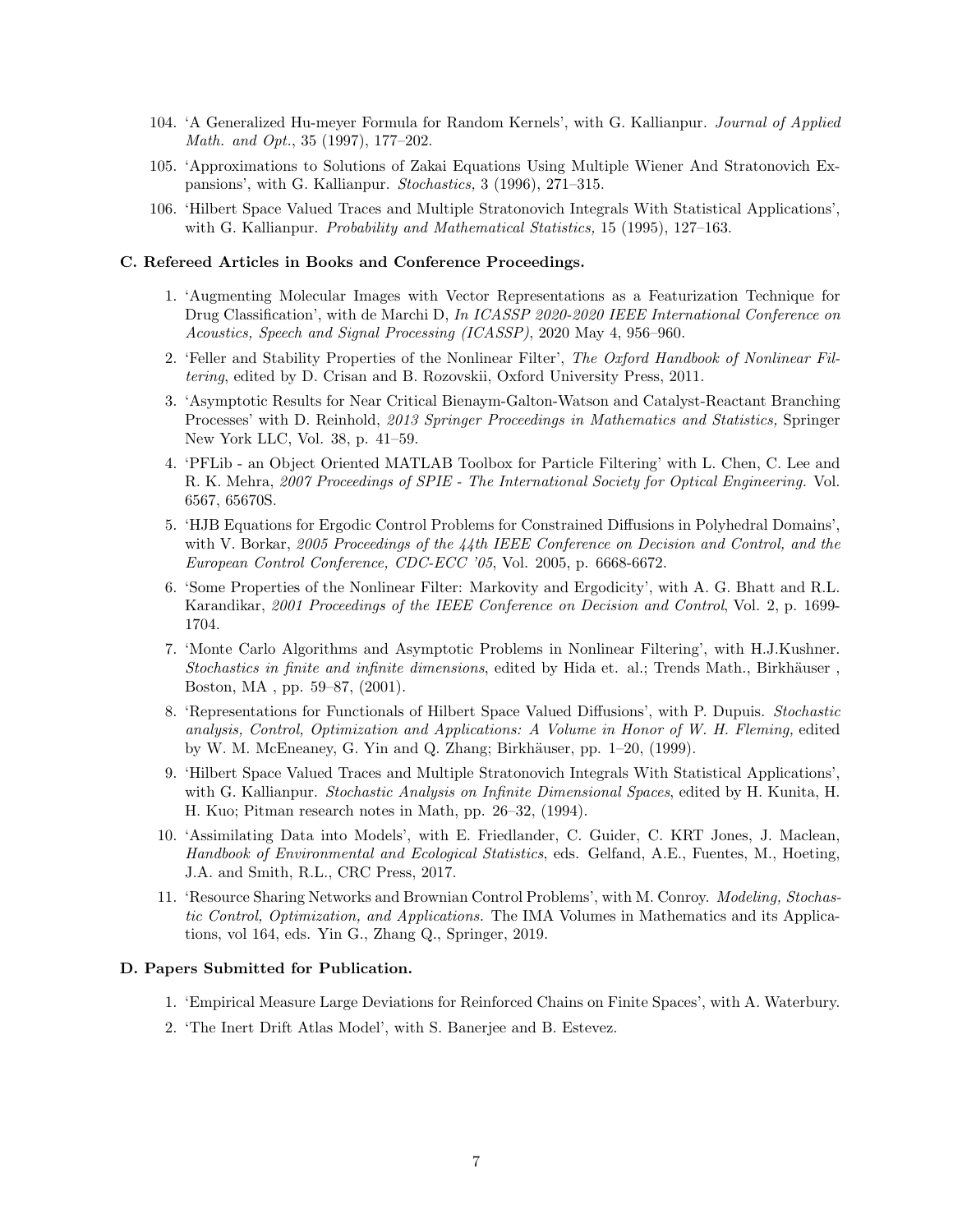104. 'A Generalized Hu-meyer Formula for Random Kernels', with G. Kallianpur. *Journal of Applied Math. and Opt.*, 35 (1997), 177–202.

105. 'Approximations to Solutions of Zakai Equations Using Multiple Wiener And Stratonovich Expansions', with G. Kallianpur. *Stochastics,* 3 (1996), 271–315.

106. 'Hilbert Space Valued Traces and Multiple Stratonovich Integrals With Statistical Applications', with G. Kallianpur. *Probability and Mathematical Statistics,* 15 (1995), 127–163.

**C. Refereed Articles in Books and Conference Proceedings.**

1. 'Augmenting Molecular Images with Vector Representations as a Featurization Technique for Drug Classification', with de Marchi D, *In ICASSP 2020-2020 IEEE International Conference on Acoustics, Speech and Signal Processing (ICASSP)*, 2020 May 4, 956–960.

2. 'Feller and Stability Properties of the Nonlinear Filter', *The Oxford Handbook of Nonlinear Filtering*, edited by D. Crisan and B. Rozovskii, Oxford University Press, 2011.

3. 'Asymptotic Results for Near Critical Bienaym-Galton-Watson and Catalyst-Reactant Branching Processes' with D. Reinhold, *2013 Springer Proceedings in Mathematics and Statistics,* Springer New York LLC, Vol. 38, p. 41–59.

4. 'PFLib - an Object Oriented MATLAB Toolbox for Particle Filtering' with L. Chen, C. Lee and R. K. Mehra, *2007 Proceedings of SPIE - The International Society for Optical Engineering.* Vol. 6567, 65670S.

5. 'HJB Equations for Ergodic Control Problems for Constrained Diffusions in Polyhedral Domains', with V. Borkar, *2005 Proceedings of the 44th IEEE Conference on Decision and Control, and the European Control Conference, CDC-ECC '05*, Vol. 2005, p. 6668-6672.

6. 'Some Properties of the Nonlinear Filter: Markovity and Ergodicity', with A. G. Bhatt and R.L. Karandikar, *2001 Proceedings of the IEEE Conference on Decision and Control*, Vol. 2, p. 1699-1704.

7. 'Monte Carlo Algorithms and Asymptotic Problems in Nonlinear Filtering', with H.J.Kushner. *Stochastics in finite and infinite dimensions*, edited by Hida et. al.; Trends Math., Birkhäuser , Boston, MA , pp. 59–87, (2001).

8. 'Representations for Functionals of Hilbert Space Valued Diffusions', with P. Dupuis. *Stochastic analysis, Control, Optimization and Applications: A Volume in Honor of W. H. Fleming,* edited by W. M. McEneaney, G. Yin and Q. Zhang; Birkhäuser, pp. 1–20, (1999).

9. 'Hilbert Space Valued Traces and Multiple Stratonovich Integrals With Statistical Applications', with G. Kallianpur. *Stochastic Analysis on Infinite Dimensional Spaces*, edited by H. Kunita, H. H. Kuo; Pitman research notes in Math, pp. 26–32, (1994).

10. 'Assimilating Data into Models', with E. Friedlander, C. Guider, C. KRT Jones, J. Maclean, *Handbook of Environmental and Ecological Statistics*, eds. Gelfand, A.E., Fuentes, M., Hoeting, J.A. and Smith, R.L., CRC Press, 2017.

11. 'Resource Sharing Networks and Brownian Control Problems', with M. Conroy. *Modeling, Stochastic Control, Optimization, and Applications.* The IMA Volumes in Mathematics and its Applications, vol 164, eds. Yin G., Zhang Q., Springer, 2019.

**D. Papers Submitted for Publication.**

1. 'Empirical Measure Large Deviations for Reinforced Chains on Finite Spaces', with A. Waterbury.

2. 'The Inert Drift Atlas Model', with S. Banerjee and B. Estevez.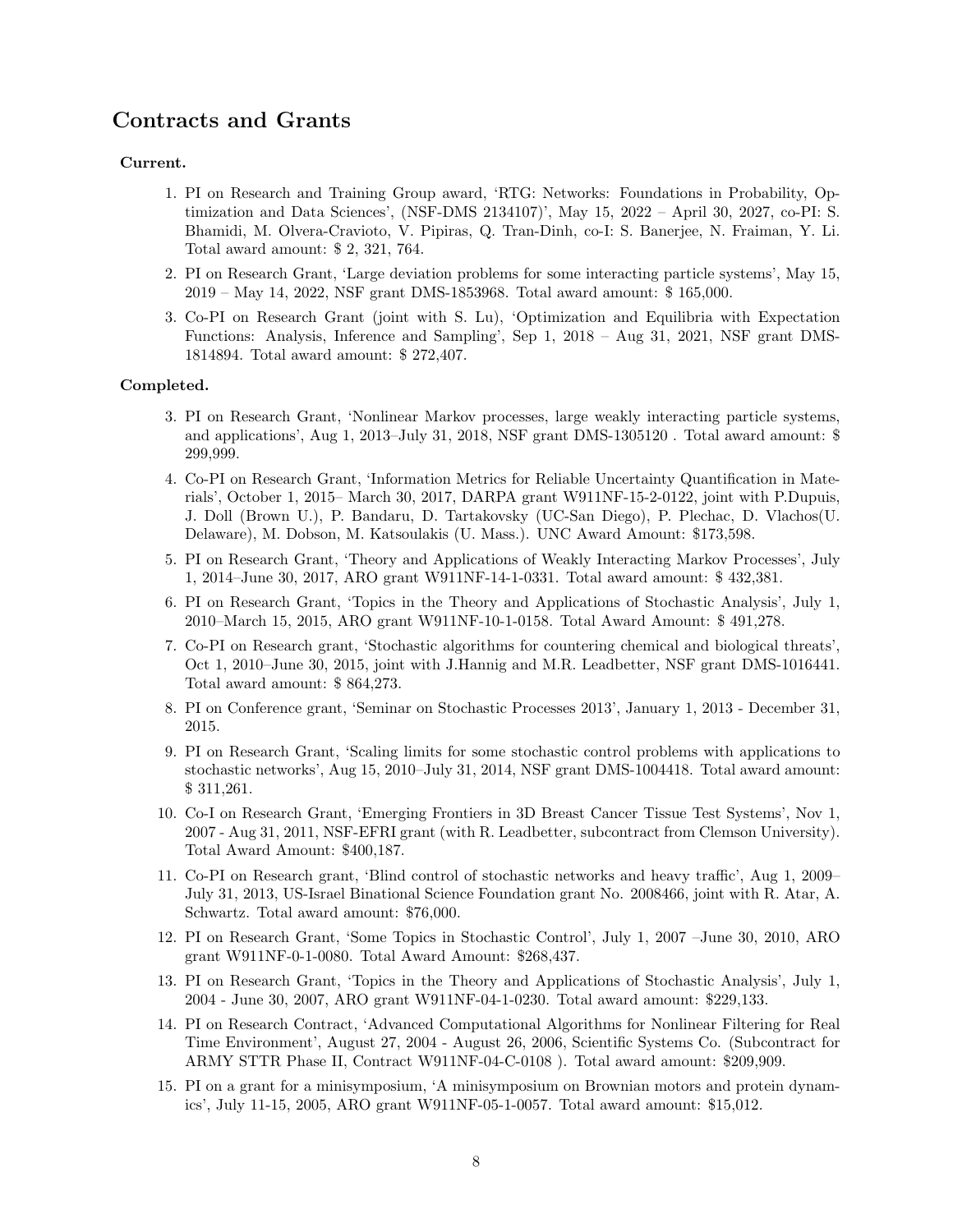## Contracts and Grants

**Current.**

1. PI on Research and Training Group award, 'RTG: Networks: Foundations in Probability, Optimization and Data Sciences', (NSF-DMS 2134107)', May 15, 2022 – April 30, 2027, co-PI: S. Bhamidi, M. Olvera-Cravioto, V. Pipiras, Q. Tran-Dinh, co-I: S. Banerjee, N. Fraiman, Y. Li. Total award amount: $ 2, 321, 764.
2. PI on Research Grant, 'Large deviation problems for some interacting particle systems', May 15, 2019 – May 14, 2022, NSF grant DMS-1853968. Total award amount: $ 165,000.
3. Co-PI on Research Grant (joint with S. Lu), 'Optimization and Equilibria with Expectation Functions: Analysis, Inference and Sampling', Sep 1, 2018 – Aug 31, 2021, NSF grant DMS-1814894. Total award amount: $ 272,407.

**Completed.**

3. PI on Research Grant, 'Nonlinear Markov processes, large weakly interacting particle systems, and applications', Aug 1, 2013–July 31, 2018, NSF grant DMS-1305120 . Total award amount: $ 299,999.
4. Co-PI on Research Grant, 'Information Metrics for Reliable Uncertainty Quantification in Materials', October 1, 2015– March 30, 2017, DARPA grant W911NF-15-2-0122, joint with P.Dupuis, J. Doll (Brown U.), P. Bandaru, D. Tartakovsky (UC-San Diego), P. Plechac, D. Vlachos(U. Delaware), M. Dobson, M. Katsoulakis (U. Mass.). UNC Award Amount: $173,598.
5. PI on Research Grant, 'Theory and Applications of Weakly Interacting Markov Processes', July 1, 2014–June 30, 2017, ARO grant W911NF-14-1-0331. Total award amount: $ 432,381.
6. PI on Research Grant, 'Topics in the Theory and Applications of Stochastic Analysis', July 1, 2010–March 15, 2015, ARO grant W911NF-10-1-0158. Total Award Amount: $ 491,278.
7. Co-PI on Research grant, 'Stochastic algorithms for countering chemical and biological threats', Oct 1, 2010–June 30, 2015, joint with J.Hannig and M.R. Leadbetter, NSF grant DMS-1016441. Total award amount: $ 864,273.
8. PI on Conference grant, 'Seminar on Stochastic Processes 2013', January 1, 2013 - December 31, 2015.
9. PI on Research Grant, 'Scaling limits for some stochastic control problems with applications to stochastic networks', Aug 15, 2010–July 31, 2014, NSF grant DMS-1004418. Total award amount: $ 311,261.
10. Co-I on Research Grant, 'Emerging Frontiers in 3D Breast Cancer Tissue Test Systems', Nov 1, 2007 - Aug 31, 2011, NSF-EFRI grant (with R. Leadbetter, subcontract from Clemson University). Total Award Amount: $400,187.
11. Co-PI on Research grant, 'Blind control of stochastic networks and heavy traffic', Aug 1, 2009–July 31, 2013, US-Israel Binational Science Foundation grant No. 2008466, joint with R. Atar, A. Schwartz. Total award amount: $76,000.
12. PI on Research Grant, 'Some Topics in Stochastic Control', July 1, 2007 –June 30, 2010, ARO grant W911NF-0-1-0080. Total Award Amount: $268,437.
13. PI on Research Grant, 'Topics in the Theory and Applications of Stochastic Analysis', July 1, 2004 - June 30, 2007, ARO grant W911NF-04-1-0230. Total award amount: $229,133.
14. PI on Research Contract, 'Advanced Computational Algorithms for Nonlinear Filtering for Real Time Environment', August 27, 2004 - August 26, 2006, Scientific Systems Co. (Subcontract for ARMY STTR Phase II, Contract W911NF-04-C-0108 ). Total award amount: $209,909.
15. PI on a grant for a minisymposium, 'A minisymposium on Brownian motors and protein dynamics', July 11-15, 2005, ARO grant W911NF-05-1-0057. Total award amount: $15,012.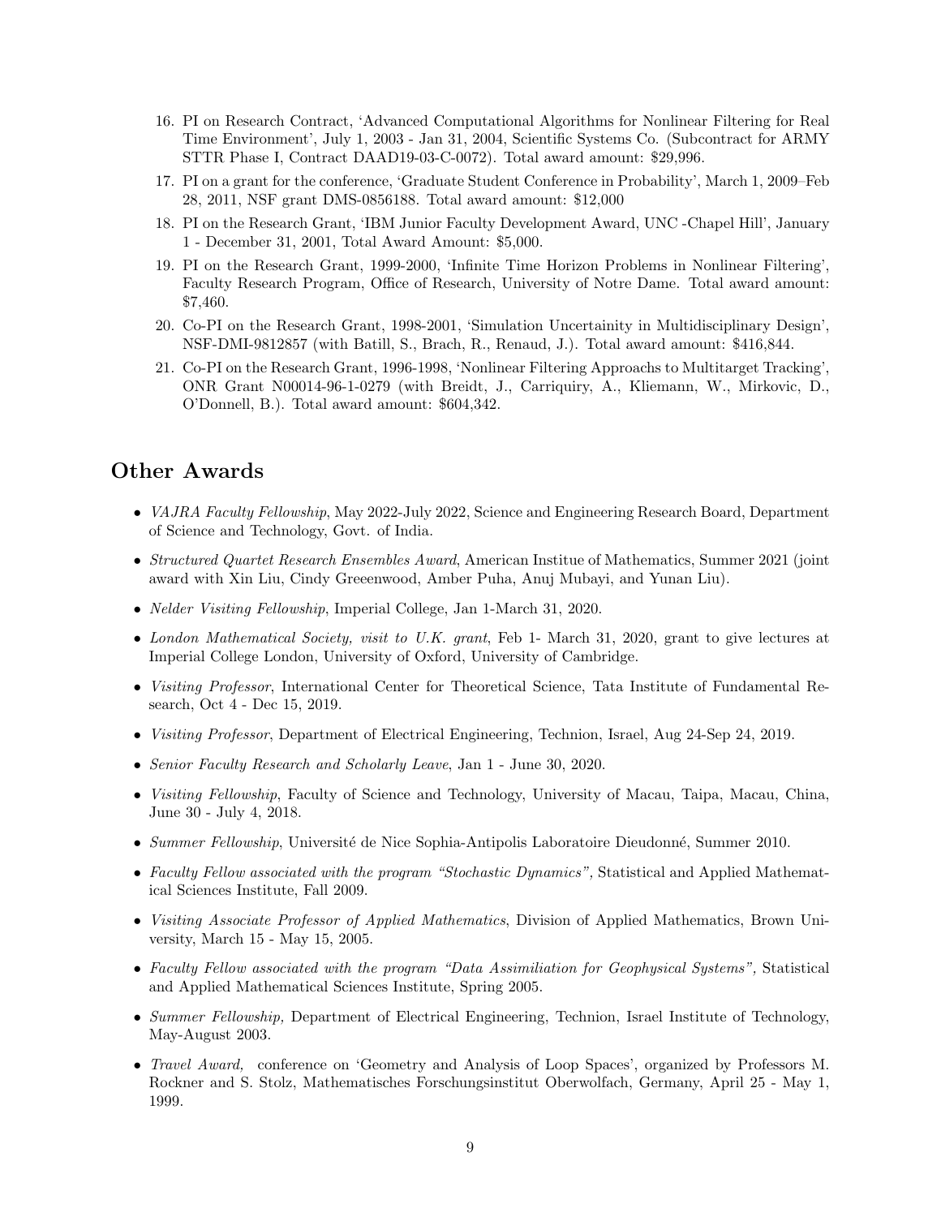16. PI on Research Contract, 'Advanced Computational Algorithms for Nonlinear Filtering for Real Time Environment', July 1, 2003 - Jan 31, 2004, Scientific Systems Co. (Subcontract for ARMY STTR Phase I, Contract DAAD19-03-C-0072). Total award amount: $29,996.
17. PI on a grant for the conference, 'Graduate Student Conference in Probability', March 1, 2009–Feb 28, 2011, NSF grant DMS-0856188. Total award amount: $12,000
18. PI on the Research Grant, 'IBM Junior Faculty Development Award, UNC -Chapel Hill', January 1 - December 31, 2001, Total Award Amount: $5,000.
19. PI on the Research Grant, 1999-2000, 'Infinite Time Horizon Problems in Nonlinear Filtering', Faculty Research Program, Office of Research, University of Notre Dame. Total award amount: $7,460.
20. Co-PI on the Research Grant, 1998-2001, 'Simulation Uncertainity in Multidisciplinary Design', NSF-DMI-9812857 (with Batill, S., Brach, R., Renaud, J.). Total award amount: $416,844.
21. Co-PI on the Research Grant, 1996-1998, 'Nonlinear Filtering Approachs to Multitarget Tracking', ONR Grant N00014-96-1-0279 (with Breidt, J., Carriquiry, A., Kliemann, W., Mirkovic, D., O'Donnell, B.). Total award amount: $604,342.

## Other Awards

- *VAJRA Faculty Fellowship*, May 2022-July 2022, Science and Engineering Research Board, Department of Science and Technology, Govt. of India.
- *Structured Quartet Research Ensembles Award*, American Institue of Mathematics, Summer 2021 (joint award with Xin Liu, Cindy Greeenwood, Amber Puha, Anuj Mubayi, and Yunan Liu).
- *Nelder Visiting Fellowship*, Imperial College, Jan 1-March 31, 2020.
- *London Mathematical Society, visit to U.K. grant*, Feb 1- March 31, 2020, grant to give lectures at Imperial College London, University of Oxford, University of Cambridge.
- *Visiting Professor*, International Center for Theoretical Science, Tata Institute of Fundamental Research, Oct 4 - Dec 15, 2019.
- *Visiting Professor*, Department of Electrical Engineering, Technion, Israel, Aug 24-Sep 24, 2019.
- *Senior Faculty Research and Scholarly Leave*, Jan 1 - June 30, 2020.
- *Visiting Fellowship*, Faculty of Science and Technology, University of Macau, Taipa, Macau, China, June 30 - July 4, 2018.
- *Summer Fellowship*, Université de Nice Sophia-Antipolis Laboratoire Dieudonné, Summer 2010.
- *Faculty Fellow associated with the program "Stochastic Dynamics",* Statistical and Applied Mathematical Sciences Institute, Fall 2009.
- *Visiting Associate Professor of Applied Mathematics*, Division of Applied Mathematics, Brown University, March 15 - May 15, 2005.
- *Faculty Fellow associated with the program "Data Assimiliation for Geophysical Systems",* Statistical and Applied Mathematical Sciences Institute, Spring 2005.
- *Summer Fellowship,* Department of Electrical Engineering, Technion, Israel Institute of Technology, May-August 2003.
- *Travel Award,* conference on 'Geometry and Analysis of Loop Spaces', organized by Professors M. Rockner and S. Stolz, Mathematisches Forschungsinstitut Oberwolfach, Germany, April 25 - May 1, 1999.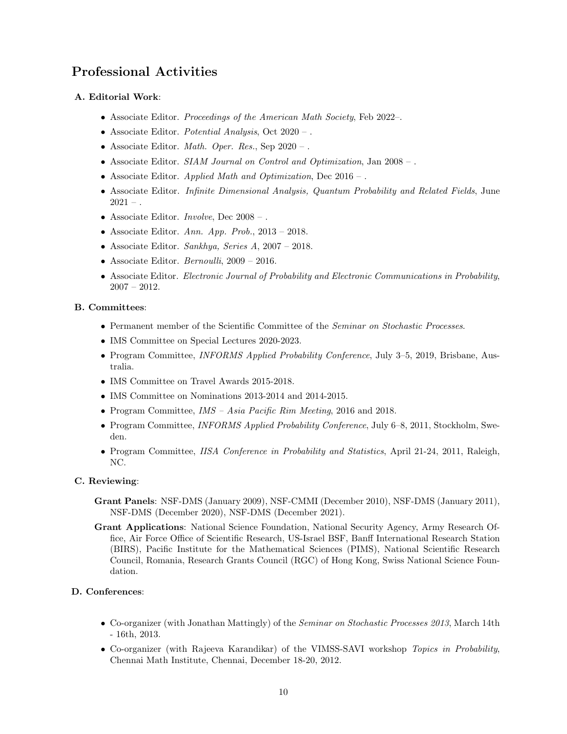## Professional Activities

**A. Editorial Work**:

- Associate Editor. *Proceedings of the American Math Society*, Feb 2022–.
- Associate Editor. *Potential Analysis*, Oct 2020 – .
- Associate Editor. *Math. Oper. Res.*, Sep 2020 – .
- Associate Editor. *SIAM Journal on Control and Optimization*, Jan 2008 – .
- Associate Editor. *Applied Math and Optimization*, Dec 2016 – .
- Associate Editor. *Infinite Dimensional Analysis, Quantum Probability and Related Fields*, June 2021 – .
- Associate Editor. *Involve*, Dec 2008 – .
- Associate Editor. *Ann. App. Prob.*, 2013 – 2018.
- Associate Editor. *Sankhya, Series A*, 2007 – 2018.
- Associate Editor. *Bernoulli*, 2009 – 2016.
- Associate Editor. *Electronic Journal of Probability and Electronic Communications in Probability*, 2007 – 2012.

**B. Committees**:

- Permanent member of the Scientific Committee of the *Seminar on Stochastic Processes*.
- IMS Committee on Special Lectures 2020-2023.
- Program Committee, *INFORMS Applied Probability Conference*, July 3–5, 2019, Brisbane, Australia.
- IMS Committee on Travel Awards 2015-2018.
- IMS Committee on Nominations 2013-2014 and 2014-2015.
- Program Committee, *IMS – Asia Pacific Rim Meeting*, 2016 and 2018.
- Program Committee, *INFORMS Applied Probability Conference*, July 6–8, 2011, Stockholm, Sweden.
- Program Committee, *IISA Conference in Probability and Statistics*, April 21-24, 2011, Raleigh, NC.

**C. Reviewing**:

**Grant Panels**: NSF-DMS (January 2009), NSF-CMMI (December 2010), NSF-DMS (January 2011), NSF-DMS (December 2020), NSF-DMS (December 2021).

**Grant Applications**: National Science Foundation, National Security Agency, Army Research Office, Air Force Office of Scientific Research, US-Israel BSF, Banff International Research Station (BIRS), Pacific Institute for the Mathematical Sciences (PIMS), National Scientific Research Council, Romania, Research Grants Council (RGC) of Hong Kong, Swiss National Science Foundation.

**D. Conferences**:

- Co-organizer (with Jonathan Mattingly) of the *Seminar on Stochastic Processes 2013*, March 14th - 16th, 2013.
- Co-organizer (with Rajeeva Karandikar) of the VIMSS-SAVI workshop *Topics in Probability*, Chennai Math Institute, Chennai, December 18-20, 2012.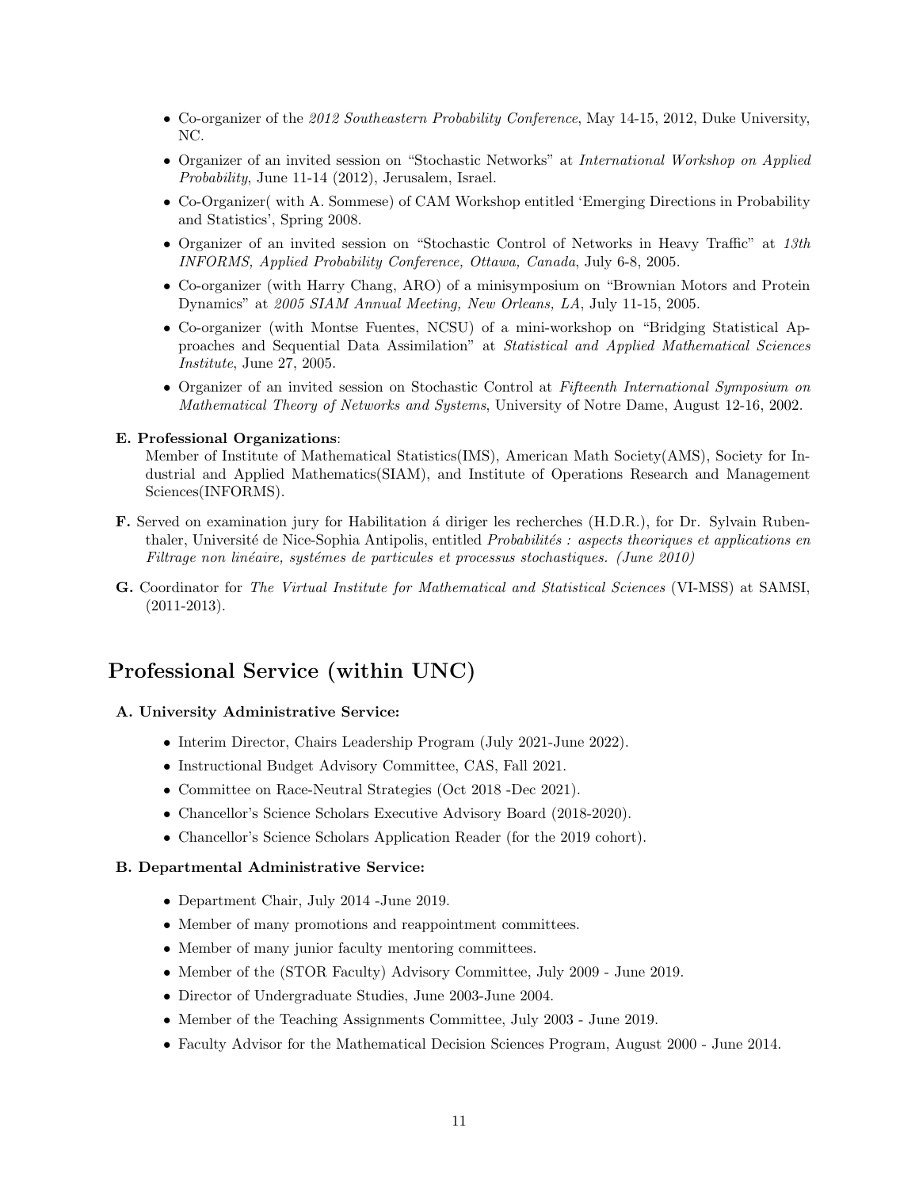- Co-organizer of the *2012 Southeastern Probability Conference*, May 14-15, 2012, Duke University, NC.
- Organizer of an invited session on "Stochastic Networks" at *International Workshop on Applied Probability*, June 11-14 (2012), Jerusalem, Israel.
- Co-Organizer( with A. Sommese) of CAM Workshop entitled 'Emerging Directions in Probability and Statistics', Spring 2008.
- Organizer of an invited session on "Stochastic Control of Networks in Heavy Traffic" at *13th INFORMS, Applied Probability Conference, Ottawa, Canada*, July 6-8, 2005.
- Co-organizer (with Harry Chang, ARO) of a minisymposium on "Brownian Motors and Protein Dynamics" at *2005 SIAM Annual Meeting, New Orleans, LA*, July 11-15, 2005.
- Co-organizer (with Montse Fuentes, NCSU) of a mini-workshop on "Bridging Statistical Approaches and Sequential Data Assimilation" at *Statistical and Applied Mathematical Sciences Institute*, June 27, 2005.
- Organizer of an invited session on Stochastic Control at *Fifteenth International Symposium on Mathematical Theory of Networks and Systems*, University of Notre Dame, August 12-16, 2002.

**E. Professional Organizations**:
Member of Institute of Mathematical Statistics(IMS), American Math Society(AMS), Society for Industrial and Applied Mathematics(SIAM), and Institute of Operations Research and Management Sciences(INFORMS).

**F.** Served on examination jury for Habilitation á diriger les recherches (H.D.R.), for Dr. Sylvain Rubenthaler, Université de Nice-Sophia Antipolis, entitled *Probabilités : aspects theoriques et applications en Filtrage non linéaire, systémes de particules et processus stochastiques. (June 2010)*

**G.** Coordinator for *The Virtual Institute for Mathematical and Statistical Sciences* (VI-MSS) at SAMSI, (2011-2013).

## Professional Service (within UNC)

**A. University Administrative Service:**

- Interim Director, Chairs Leadership Program (July 2021-June 2022).
- Instructional Budget Advisory Committee, CAS, Fall 2021.
- Committee on Race-Neutral Strategies (Oct 2018 -Dec 2021).
- Chancellor's Science Scholars Executive Advisory Board (2018-2020).
- Chancellor's Science Scholars Application Reader (for the 2019 cohort).

**B. Departmental Administrative Service:**

- Department Chair, July 2014 -June 2019.
- Member of many promotions and reappointment committees.
- Member of many junior faculty mentoring committees.
- Member of the (STOR Faculty) Advisory Committee, July 2009 - June 2019.
- Director of Undergraduate Studies, June 2003-June 2004.
- Member of the Teaching Assignments Committee, July 2003 - June 2019.
- Faculty Advisor for the Mathematical Decision Sciences Program, August 2000 - June 2014.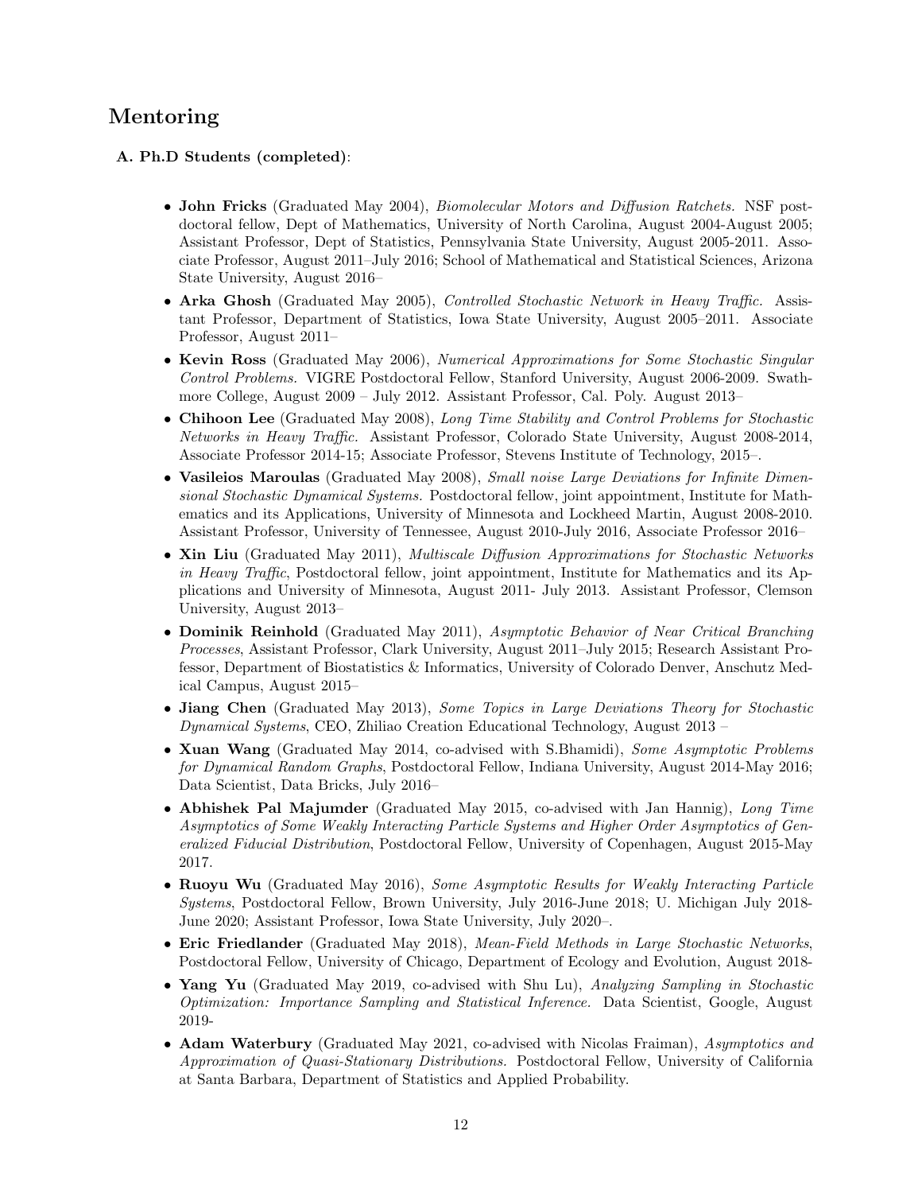# Mentoring

**A. Ph.D Students (completed)**:

- **John Fricks** (Graduated May 2004), *Biomolecular Motors and Diffusion Ratchets.* NSF postdoctoral fellow, Dept of Mathematics, University of North Carolina, August 2004-August 2005; Assistant Professor, Dept of Statistics, Pennsylvania State University, August 2005-2011. Associate Professor, August 2011–July 2016; School of Mathematical and Statistical Sciences, Arizona State University, August 2016–
- **Arka Ghosh** (Graduated May 2005), *Controlled Stochastic Network in Heavy Traffic.* Assistant Professor, Department of Statistics, Iowa State University, August 2005–2011. Associate Professor, August 2011–
- **Kevin Ross** (Graduated May 2006), *Numerical Approximations for Some Stochastic Singular Control Problems.* VIGRE Postdoctoral Fellow, Stanford University, August 2006-2009. Swathmore College, August 2009 – July 2012. Assistant Professor, Cal. Poly. August 2013–
- **Chihoon Lee** (Graduated May 2008), *Long Time Stability and Control Problems for Stochastic Networks in Heavy Traffic.* Assistant Professor, Colorado State University, August 2008-2014, Associate Professor 2014-15; Associate Professor, Stevens Institute of Technology, 2015–.
- **Vasileios Maroulas** (Graduated May 2008), *Small noise Large Deviations for Infinite Dimensional Stochastic Dynamical Systems.* Postdoctoral fellow, joint appointment, Institute for Mathematics and its Applications, University of Minnesota and Lockheed Martin, August 2008-2010. Assistant Professor, University of Tennessee, August 2010-July 2016, Associate Professor 2016–
- **Xin Liu** (Graduated May 2011), *Multiscale Diffusion Approximations for Stochastic Networks in Heavy Traffic*, Postdoctoral fellow, joint appointment, Institute for Mathematics and its Applications and University of Minnesota, August 2011- July 2013. Assistant Professor, Clemson University, August 2013–
- **Dominik Reinhold** (Graduated May 2011), *Asymptotic Behavior of Near Critical Branching Processes*, Assistant Professor, Clark University, August 2011–July 2015; Research Assistant Professor, Department of Biostatistics & Informatics, University of Colorado Denver, Anschutz Medical Campus, August 2015–
- **Jiang Chen** (Graduated May 2013), *Some Topics in Large Deviations Theory for Stochastic Dynamical Systems*, CEO, Zhiliao Creation Educational Technology, August 2013 –
- **Xuan Wang** (Graduated May 2014, co-advised with S.Bhamidi), *Some Asymptotic Problems for Dynamical Random Graphs*, Postdoctoral Fellow, Indiana University, August 2014-May 2016; Data Scientist, Data Bricks, July 2016–
- **Abhishek Pal Majumder** (Graduated May 2015, co-advised with Jan Hannig), *Long Time Asymptotics of Some Weakly Interacting Particle Systems and Higher Order Asymptotics of Generalized Fiducial Distribution*, Postdoctoral Fellow, University of Copenhagen, August 2015-May 2017.
- **Ruoyu Wu** (Graduated May 2016), *Some Asymptotic Results for Weakly Interacting Particle Systems*, Postdoctoral Fellow, Brown University, July 2016-June 2018; U. Michigan July 2018-June 2020; Assistant Professor, Iowa State University, July 2020–.
- **Eric Friedlander** (Graduated May 2018), *Mean-Field Methods in Large Stochastic Networks*, Postdoctoral Fellow, University of Chicago, Department of Ecology and Evolution, August 2018-
- **Yang Yu** (Graduated May 2019, co-advised with Shu Lu), *Analyzing Sampling in Stochastic Optimization: Importance Sampling and Statistical Inference.* Data Scientist, Google, August 2019-
- **Adam Waterbury** (Graduated May 2021, co-advised with Nicolas Fraiman), *Asymptotics and Approximation of Quasi-Stationary Distributions.* Postdoctoral Fellow, University of California at Santa Barbara, Department of Statistics and Applied Probability.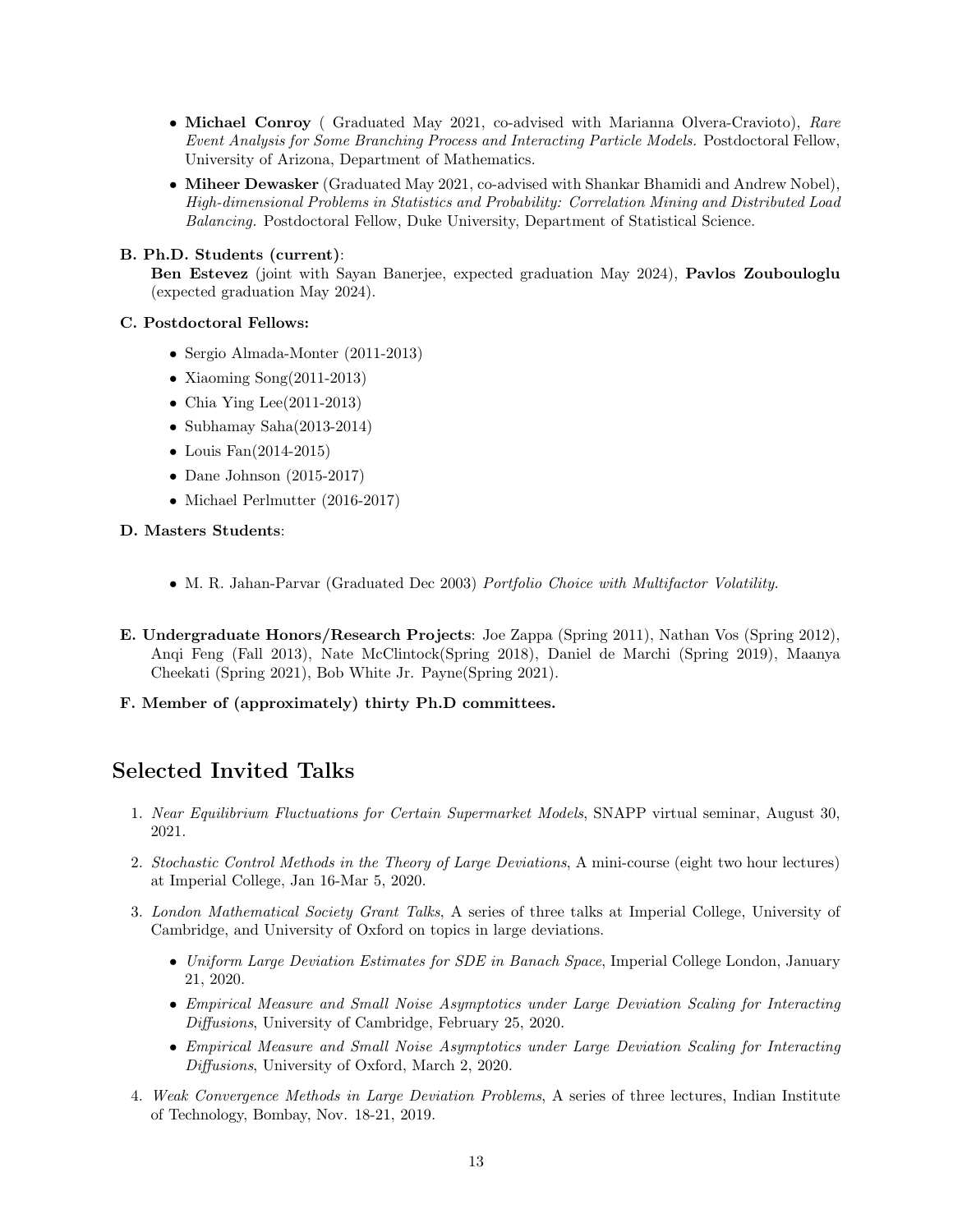- **Michael Conroy** ( Graduated May 2021, co-advised with Marianna Olvera-Cravioto), *Rare Event Analysis for Some Branching Process and Interacting Particle Models.* Postdoctoral Fellow, University of Arizona, Department of Mathematics.
- **Miheer Dewasker** (Graduated May 2021, co-advised with Shankar Bhamidi and Andrew Nobel), *High-dimensional Problems in Statistics and Probability: Correlation Mining and Distributed Load Balancing.* Postdoctoral Fellow, Duke University, Department of Statistical Science.

**B. Ph.D. Students (current)**:
**Ben Estevez** (joint with Sayan Banerjee, expected graduation May 2024), **Pavlos Zoubouloglu** (expected graduation May 2024).

**C. Postdoctoral Fellows:**

- Sergio Almada-Monter (2011-2013)
- Xiaoming Song(2011-2013)
- Chia Ying Lee(2011-2013)
- Subhamay Saha(2013-2014)
- Louis Fan(2014-2015)
- Dane Johnson (2015-2017)
- Michael Perlmutter (2016-2017)

**D. Masters Students**:

- M. R. Jahan-Parvar (Graduated Dec 2003) *Portfolio Choice with Multifactor Volatility*.

**E. Undergraduate Honors/Research Projects**: Joe Zappa (Spring 2011), Nathan Vos (Spring 2012), Anqi Feng (Fall 2013), Nate McClintock(Spring 2018), Daniel de Marchi (Spring 2019), Maanya Cheekati (Spring 2021), Bob White Jr. Payne(Spring 2021).

**F. Member of (approximately) thirty Ph.D committees.**

# Selected Invited Talks

1. *Near Equilibrium Fluctuations for Certain Supermarket Models*, SNAPP virtual seminar, August 30, 2021.
2. *Stochastic Control Methods in the Theory of Large Deviations*, A mini-course (eight two hour lectures) at Imperial College, Jan 16-Mar 5, 2020.
3. *London Mathematical Society Grant Talks*, A series of three talks at Imperial College, University of Cambridge, and University of Oxford on topics in large deviations.
   - *Uniform Large Deviation Estimates for SDE in Banach Space*, Imperial College London, January 21, 2020.
   - *Empirical Measure and Small Noise Asymptotics under Large Deviation Scaling for Interacting Diffusions*, University of Cambridge, February 25, 2020.
   - *Empirical Measure and Small Noise Asymptotics under Large Deviation Scaling for Interacting Diffusions*, University of Oxford, March 2, 2020.
4. *Weak Convergence Methods in Large Deviation Problems*, A series of three lectures, Indian Institute of Technology, Bombay, Nov. 18-21, 2019.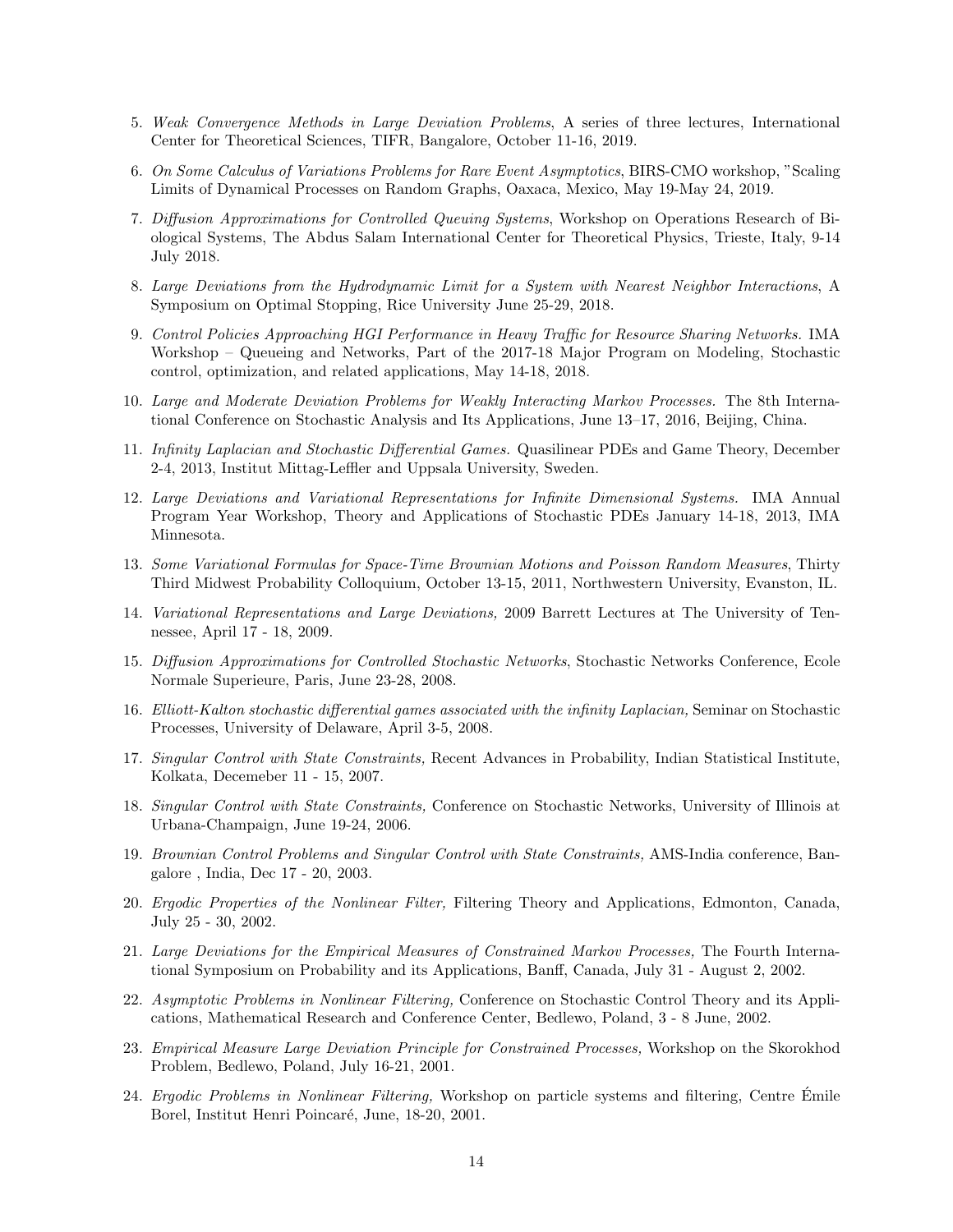5. *Weak Convergence Methods in Large Deviation Problems*, A series of three lectures, International Center for Theoretical Sciences, TIFR, Bangalore, October 11-16, 2019.

6. *On Some Calculus of Variations Problems for Rare Event Asymptotics*, BIRS-CMO workshop, "Scaling Limits of Dynamical Processes on Random Graphs, Oaxaca, Mexico, May 19-May 24, 2019.

7. *Diffusion Approximations for Controlled Queuing Systems*, Workshop on Operations Research of Biological Systems, The Abdus Salam International Center for Theoretical Physics, Trieste, Italy, 9-14 July 2018.

8. *Large Deviations from the Hydrodynamic Limit for a System with Nearest Neighbor Interactions*, A Symposium on Optimal Stopping, Rice University June 25-29, 2018.

9. *Control Policies Approaching HGI Performance in Heavy Traffic for Resource Sharing Networks.* IMA Workshop – Queueing and Networks, Part of the 2017-18 Major Program on Modeling, Stochastic control, optimization, and related applications, May 14-18, 2018.

10. *Large and Moderate Deviation Problems for Weakly Interacting Markov Processes.* The 8th International Conference on Stochastic Analysis and Its Applications, June 13–17, 2016, Beijing, China.

11. *Infinity Laplacian and Stochastic Differential Games.* Quasilinear PDEs and Game Theory, December 2-4, 2013, Institut Mittag-Leffler and Uppsala University, Sweden.

12. *Large Deviations and Variational Representations for Infinite Dimensional Systems.* IMA Annual Program Year Workshop, Theory and Applications of Stochastic PDEs January 14-18, 2013, IMA Minnesota.

13. *Some Variational Formulas for Space-Time Brownian Motions and Poisson Random Measures*, Thirty Third Midwest Probability Colloquium, October 13-15, 2011, Northwestern University, Evanston, IL.

14. *Variational Representations and Large Deviations,* 2009 Barrett Lectures at The University of Tennessee, April 17 - 18, 2009.

15. *Diffusion Approximations for Controlled Stochastic Networks*, Stochastic Networks Conference, Ecole Normale Superieure, Paris, June 23-28, 2008.

16. *Elliott-Kalton stochastic differential games associated with the infinity Laplacian,* Seminar on Stochastic Processes, University of Delaware, April 3-5, 2008.

17. *Singular Control with State Constraints,* Recent Advances in Probability, Indian Statistical Institute, Kolkata, Decemeber 11 - 15, 2007.

18. *Singular Control with State Constraints,* Conference on Stochastic Networks, University of Illinois at Urbana-Champaign, June 19-24, 2006.

19. *Brownian Control Problems and Singular Control with State Constraints,* AMS-India conference, Bangalore , India, Dec 17 - 20, 2003.

20. *Ergodic Properties of the Nonlinear Filter,* Filtering Theory and Applications, Edmonton, Canada, July 25 - 30, 2002.

21. *Large Deviations for the Empirical Measures of Constrained Markov Processes,* The Fourth International Symposium on Probability and its Applications, Banff, Canada, July 31 - August 2, 2002.

22. *Asymptotic Problems in Nonlinear Filtering,* Conference on Stochastic Control Theory and its Applications, Mathematical Research and Conference Center, Bedlewo, Poland, 3 - 8 June, 2002.

23. *Empirical Measure Large Deviation Principle for Constrained Processes,* Workshop on the Skorokhod Problem, Bedlewo, Poland, July 16-21, 2001.

24. *Ergodic Problems in Nonlinear Filtering,* Workshop on particle systems and filtering, Centre Émile Borel, Institut Henri Poincaré, June, 18-20, 2001.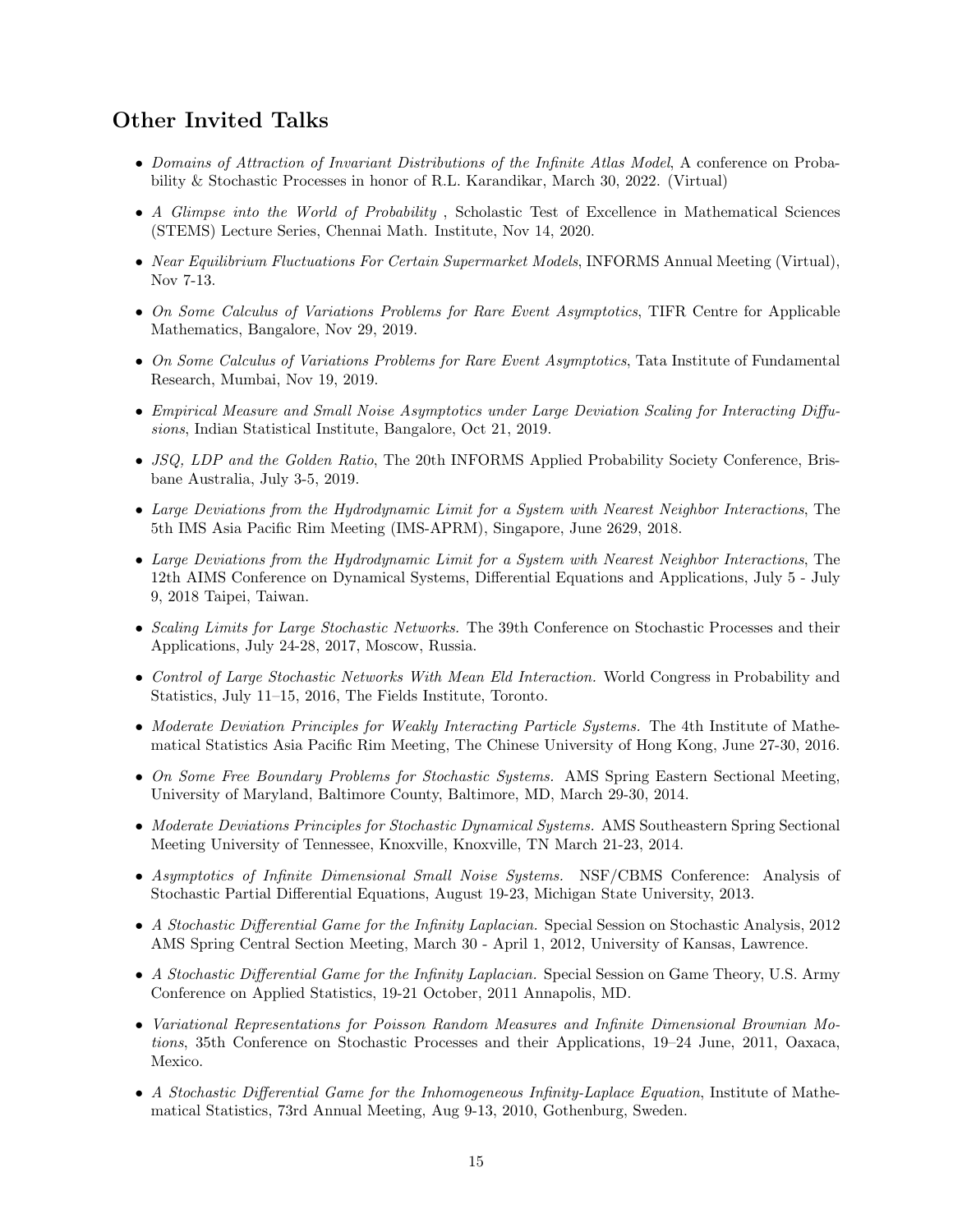## Other Invited Talks

- *Domains of Attraction of Invariant Distributions of the Infinite Atlas Model*, A conference on Probability & Stochastic Processes in honor of R.L. Karandikar, March 30, 2022. (Virtual)
- *A Glimpse into the World of Probability* , Scholastic Test of Excellence in Mathematical Sciences (STEMS) Lecture Series, Chennai Math. Institute, Nov 14, 2020.
- *Near Equilibrium Fluctuations For Certain Supermarket Models*, INFORMS Annual Meeting (Virtual), Nov 7-13.
- *On Some Calculus of Variations Problems for Rare Event Asymptotics*, TIFR Centre for Applicable Mathematics, Bangalore, Nov 29, 2019.
- *On Some Calculus of Variations Problems for Rare Event Asymptotics*, Tata Institute of Fundamental Research, Mumbai, Nov 19, 2019.
- *Empirical Measure and Small Noise Asymptotics under Large Deviation Scaling for Interacting Diffusions*, Indian Statistical Institute, Bangalore, Oct 21, 2019.
- *JSQ, LDP and the Golden Ratio*, The 20th INFORMS Applied Probability Society Conference, Brisbane Australia, July 3-5, 2019.
- *Large Deviations from the Hydrodynamic Limit for a System with Nearest Neighbor Interactions*, The 5th IMS Asia Pacific Rim Meeting (IMS-APRM), Singapore, June 2629, 2018.
- *Large Deviations from the Hydrodynamic Limit for a System with Nearest Neighbor Interactions*, The 12th AIMS Conference on Dynamical Systems, Differential Equations and Applications, July 5 - July 9, 2018 Taipei, Taiwan.
- *Scaling Limits for Large Stochastic Networks.* The 39th Conference on Stochastic Processes and their Applications, July 24-28, 2017, Moscow, Russia.
- *Control of Large Stochastic Networks With Mean Eld Interaction.* World Congress in Probability and Statistics, July 11–15, 2016, The Fields Institute, Toronto.
- *Moderate Deviation Principles for Weakly Interacting Particle Systems.* The 4th Institute of Mathematical Statistics Asia Pacific Rim Meeting, The Chinese University of Hong Kong, June 27-30, 2016.
- *On Some Free Boundary Problems for Stochastic Systems.* AMS Spring Eastern Sectional Meeting, University of Maryland, Baltimore County, Baltimore, MD, March 29-30, 2014.
- *Moderate Deviations Principles for Stochastic Dynamical Systems.* AMS Southeastern Spring Sectional Meeting University of Tennessee, Knoxville, Knoxville, TN March 21-23, 2014.
- *Asymptotics of Infinite Dimensional Small Noise Systems.* NSF/CBMS Conference: Analysis of Stochastic Partial Differential Equations, August 19-23, Michigan State University, 2013.
- *A Stochastic Differential Game for the Infinity Laplacian.* Special Session on Stochastic Analysis, 2012 AMS Spring Central Section Meeting, March 30 - April 1, 2012, University of Kansas, Lawrence.
- *A Stochastic Differential Game for the Infinity Laplacian.* Special Session on Game Theory, U.S. Army Conference on Applied Statistics, 19-21 October, 2011 Annapolis, MD.
- *Variational Representations for Poisson Random Measures and Infinite Dimensional Brownian Motions*, 35th Conference on Stochastic Processes and their Applications, 19–24 June, 2011, Oaxaca, Mexico.
- *A Stochastic Differential Game for the Inhomogeneous Infinity-Laplace Equation*, Institute of Mathematical Statistics, 73rd Annual Meeting, Aug 9-13, 2010, Gothenburg, Sweden.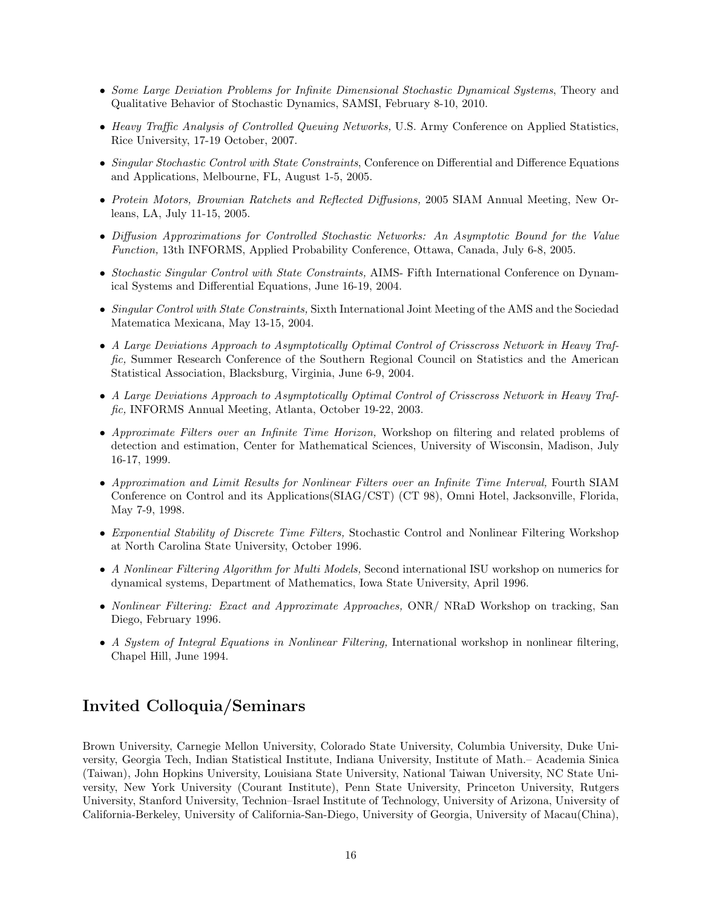- *Some Large Deviation Problems for Infinite Dimensional Stochastic Dynamical Systems*, Theory and Qualitative Behavior of Stochastic Dynamics, SAMSI, February 8-10, 2010.

- *Heavy Traffic Analysis of Controlled Queuing Networks,* U.S. Army Conference on Applied Statistics, Rice University, 17-19 October, 2007.

- *Singular Stochastic Control with State Constraints*, Conference on Differential and Difference Equations and Applications, Melbourne, FL, August 1-5, 2005.

- *Protein Motors, Brownian Ratchets and Reflected Diffusions,* 2005 SIAM Annual Meeting, New Orleans, LA, July 11-15, 2005.

- *Diffusion Approximations for Controlled Stochastic Networks: An Asymptotic Bound for the Value Function,* 13th INFORMS, Applied Probability Conference, Ottawa, Canada, July 6-8, 2005.

- *Stochastic Singular Control with State Constraints,* AIMS- Fifth International Conference on Dynamical Systems and Differential Equations, June 16-19, 2004.

- *Singular Control with State Constraints,* Sixth International Joint Meeting of the AMS and the Sociedad Matematica Mexicana, May 13-15, 2004.

- *A Large Deviations Approach to Asymptotically Optimal Control of Crisscross Network in Heavy Traffic,* Summer Research Conference of the Southern Regional Council on Statistics and the American Statistical Association, Blacksburg, Virginia, June 6-9, 2004.

- *A Large Deviations Approach to Asymptotically Optimal Control of Crisscross Network in Heavy Traffic,* INFORMS Annual Meeting, Atlanta, October 19-22, 2003.

- *Approximate Filters over an Infinite Time Horizon,* Workshop on filtering and related problems of detection and estimation, Center for Mathematical Sciences, University of Wisconsin, Madison, July 16-17, 1999.

- *Approximation and Limit Results for Nonlinear Filters over an Infinite Time Interval,* Fourth SIAM Conference on Control and its Applications(SIAG/CST) (CT 98), Omni Hotel, Jacksonville, Florida, May 7-9, 1998.

- *Exponential Stability of Discrete Time Filters,* Stochastic Control and Nonlinear Filtering Workshop at North Carolina State University, October 1996.

- *A Nonlinear Filtering Algorithm for Multi Models,* Second international ISU workshop on numerics for dynamical systems, Department of Mathematics, Iowa State University, April 1996.

- *Nonlinear Filtering: Exact and Approximate Approaches,* ONR/ NRaD Workshop on tracking, San Diego, February 1996.

- *A System of Integral Equations in Nonlinear Filtering,* International workshop in nonlinear filtering, Chapel Hill, June 1994.

## Invited Colloquia/Seminars

Brown University, Carnegie Mellon University, Colorado State University, Columbia University, Duke University, Georgia Tech, Indian Statistical Institute, Indiana University, Institute of Math.– Academia Sinica (Taiwan), John Hopkins University, Louisiana State University, National Taiwan University, NC State University, New York University (Courant Institute), Penn State University, Princeton University, Rutgers University, Stanford University, Technion–Israel Institute of Technology, University of Arizona, University of California-Berkeley, University of California-San-Diego, University of Georgia, University of Macau(China),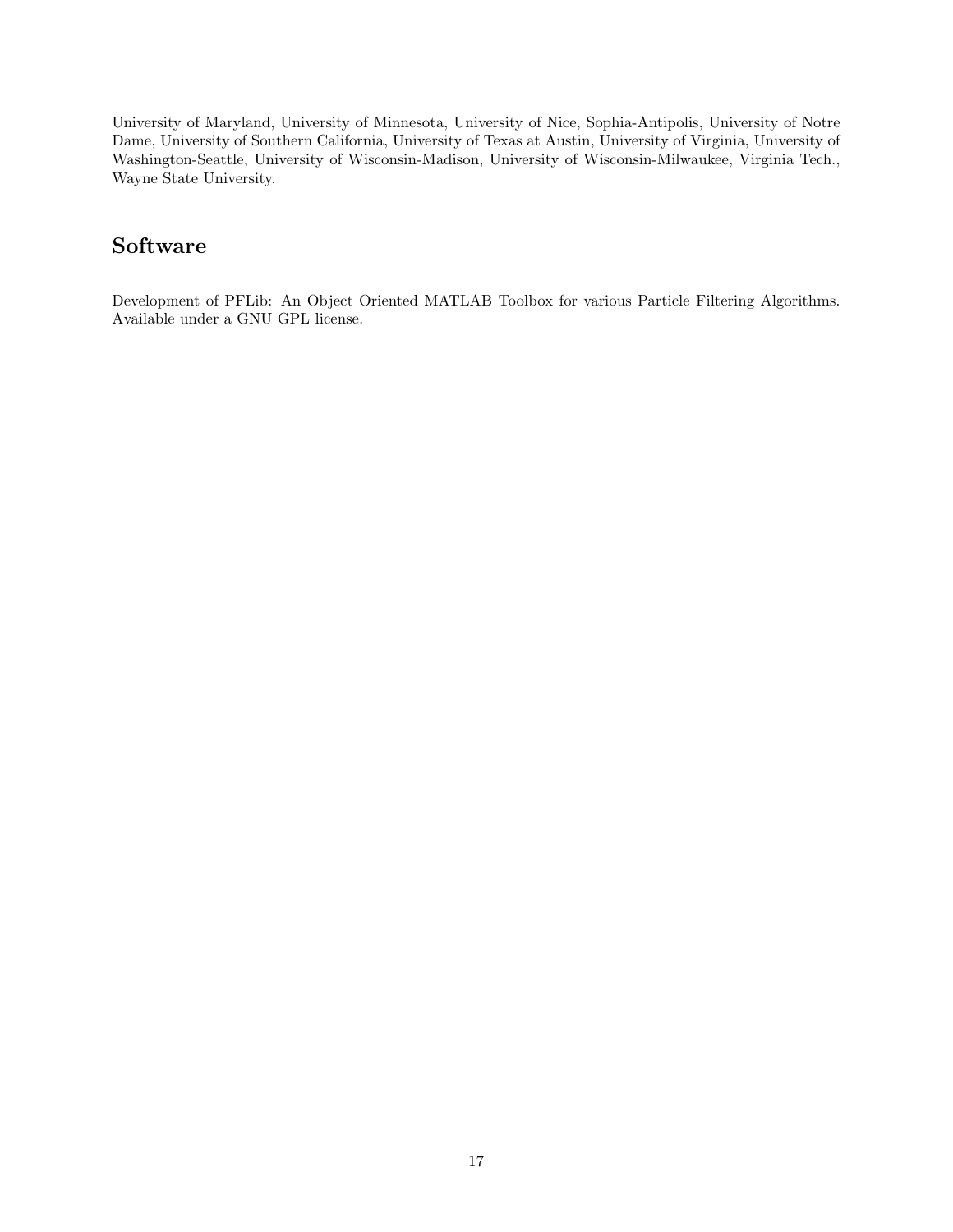University of Maryland, University of Minnesota, University of Nice, Sophia-Antipolis, University of Notre Dame, University of Southern California, University of Texas at Austin, University of Virginia, University of Washington-Seattle, University of Wisconsin-Madison, University of Wisconsin-Milwaukee, Virginia Tech., Wayne State University.

## Software

Development of PFLib: An Object Oriented MATLAB Toolbox for various Particle Filtering Algorithms. Available under a GNU GPL license.